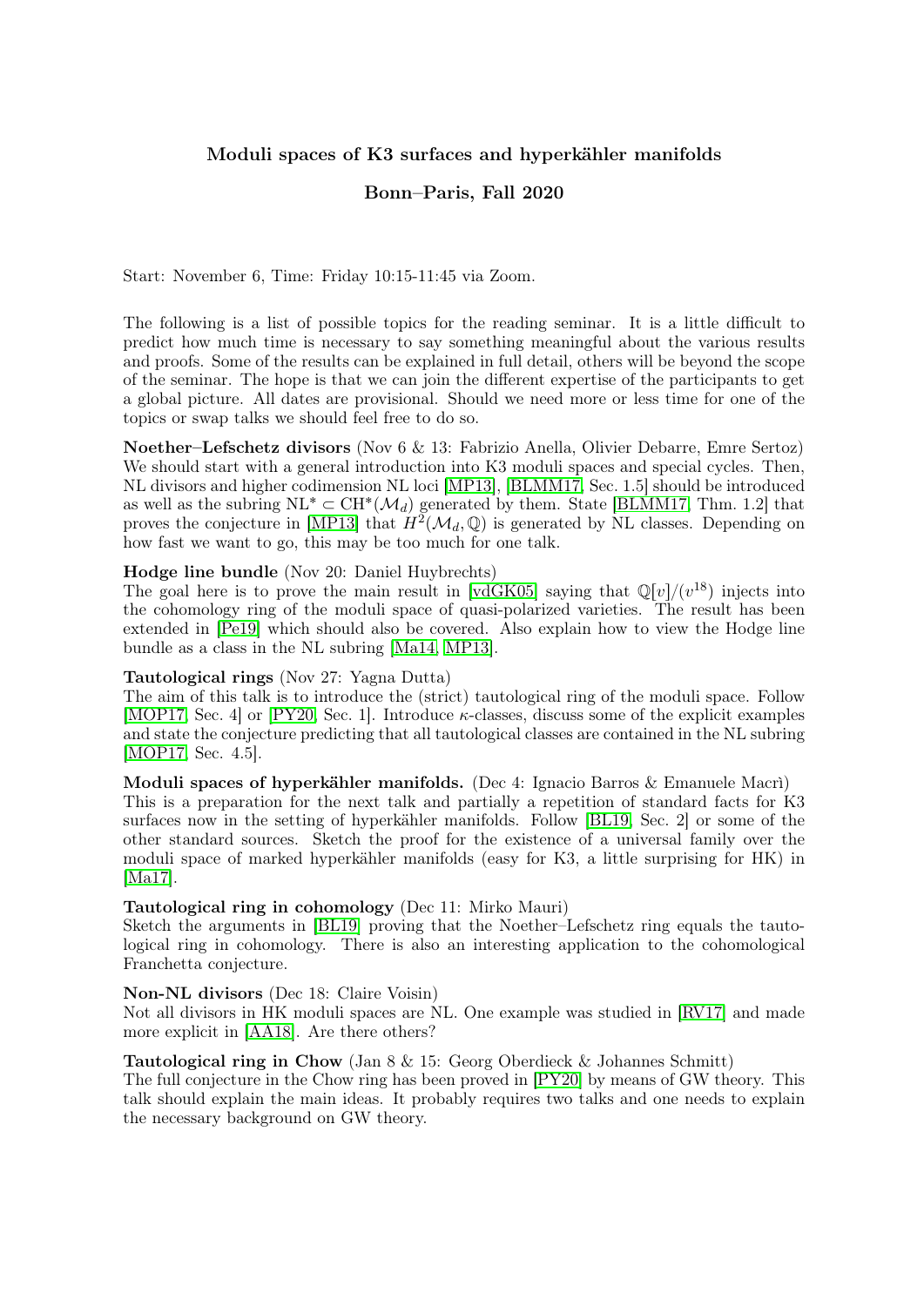# Moduli spaces of K3 surfaces and hyperkähler manifolds

## Bonn–Paris, Fall 2020

Start: November 6, Time: Friday 10:15-11:45 via Zoom.

The following is a list of possible topics for the reading seminar. It is a little difficult to predict how much time is necessary to say something meaningful about the various results and proofs. Some of the results can be explained in full detail, others will be beyond the scope of the seminar. The hope is that we can join the different expertise of the participants to get a global picture. All dates are provisional. Should we need more or less time for one of the topics or swap talks we should feel free to do so.

**Noether–Lefschetz divisors** (Nov 6 & 13: Fabrizio Anella, Olivier Debarre, Emre Sertoz) We should start with a general introduction into K3 moduli spaces and special cycles. Then, NL divisors and higher codimension NL loci [MP13], [BLMM17, Sec. 1.5] should be introduced as well as the subring $\mathrm{NL}^* \subset \mathrm{CH}^*(\mathcal{M}_d)$ generated by them. State [BLMM17, Thm. 1.2] that proves the conjecture in [MP13] that $H^2(\mathcal{M}_d, \mathbb{Q})$ is generated by NL classes. Depending on how fast we want to go, this may be too much for one talk.

**Hodge line bundle** (Nov 20: Daniel Huybrechts)
The goal here is to prove the main result in [vdGK05] saying that $\mathbb{Q}[v]/(v^{18})$ injects into the cohomology ring of the moduli space of quasi-polarized varieties. The result has been extended in [Pe19] which should also be covered. Also explain how to view the Hodge line bundle as a class in the NL subring [Ma14, MP13].

**Tautological rings** (Nov 27: Yagna Dutta)
The aim of this talk is to introduce the (strict) tautological ring of the moduli space. Follow [MOP17, Sec. 4] or [PY20, Sec. 1]. Introduce $\kappa$-classes, discuss some of the explicit examples and state the conjecture predicting that all tautological classes are contained in the NL subring [MOP17, Sec. 4.5].

**Moduli spaces of hyperkähler manifolds.** (Dec 4: Ignacio Barros & Emanuele Macrì)
This is a preparation for the next talk and partially a repetition of standard facts for K3 surfaces now in the setting of hyperkähler manifolds. Follow [BL19, Sec. 2] or some of the other standard sources. Sketch the proof for the existence of a universal family over the moduli space of marked hyperkähler manifolds (easy for K3, a little surprising for HK) in [Ma17].

**Tautological ring in cohomology** (Dec 11: Mirko Mauri)
Sketch the arguments in [BL19] proving that the Noether–Lefschetz ring equals the tautological ring in cohomology. There is also an interesting application to the cohomological Franchetta conjecture.

**Non-NL divisors** (Dec 18: Claire Voisin)
Not all divisors in HK moduli spaces are NL. One example was studied in [RV17] and made more explicit in [AA18]. Are there others?

**Tautological ring in Chow** (Jan 8 & 15: Georg Oberdieck & Johannes Schmitt)
The full conjecture in the Chow ring has been proved in [PY20] by means of GW theory. This talk should explain the main ideas. It probably requires two talks and one needs to explain the necessary background on GW theory.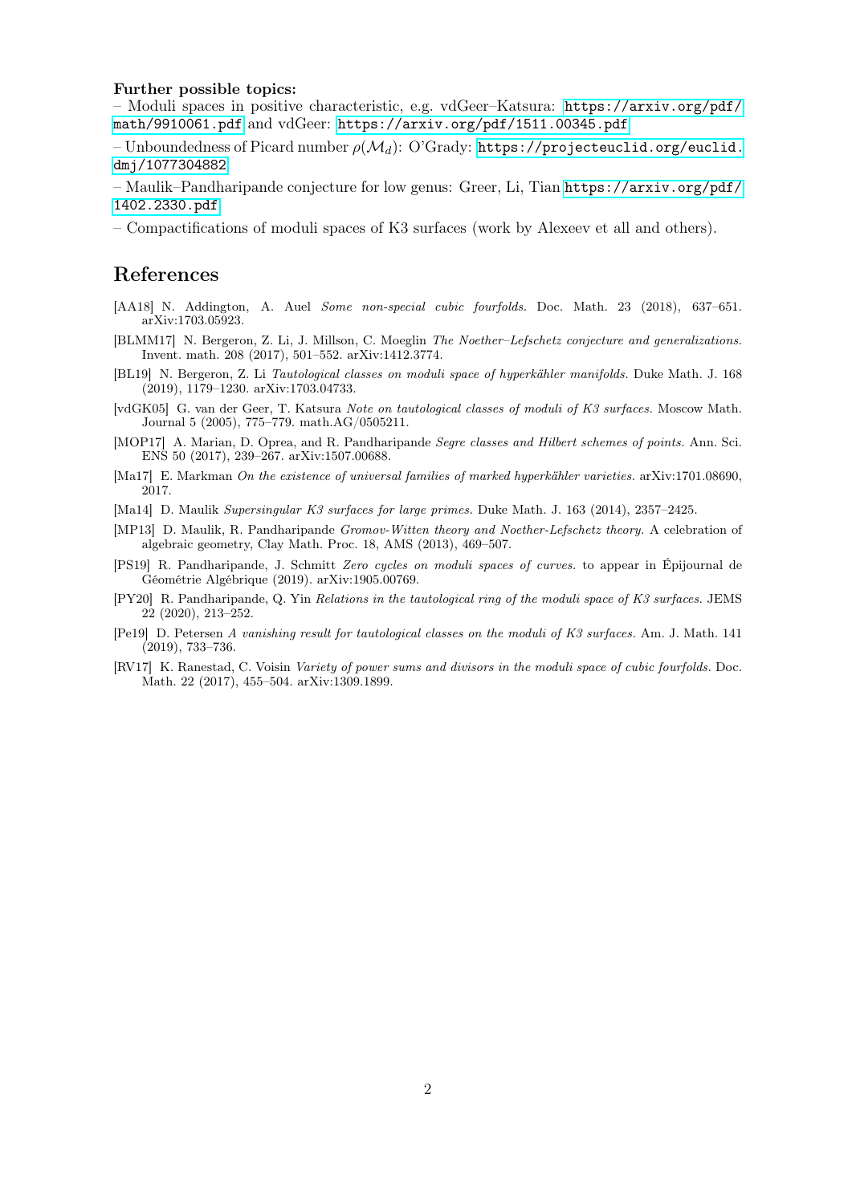**Further possible topics:**

– Moduli spaces in positive characteristic, e.g. vdGeer–Katsura: https://arxiv.org/pdf/math/9910061.pdf and vdGeer: https://arxiv.org/pdf/1511.00345.pdf

– Unboundedness of Picard number $\rho(\mathcal{M}_d)$: O'Grady: https://projecteuclid.org/euclid.dmj/1077304882

– Maulik–Pandharipande conjecture for low genus: Greer, Li, Tian https://arxiv.org/pdf/1402.2330.pdf

– Compactifications of moduli spaces of K3 surfaces (work by Alexeev et all and others).

## References

[AA18] N. Addington, A. Auel *Some non-special cubic fourfolds.* Doc. Math. 23 (2018), 637–651. arXiv:1703.05923.

[BLMM17] N. Bergeron, Z. Li, J. Millson, C. Moeglin *The Noether–Lefschetz conjecture and generalizations.* Invent. math. 208 (2017), 501–552. arXiv:1412.3774.

[BL19] N. Bergeron, Z. Li *Tautological classes on moduli space of hyperkähler manifolds.* Duke Math. J. 168 (2019), 1179–1230. arXiv:1703.04733.

[vdGK05] G. van der Geer, T. Katsura *Note on tautological classes of moduli of K3 surfaces.* Moscow Math. Journal 5 (2005), 775–779. math.AG/0505211.

[MOP17] A. Marian, D. Oprea, and R. Pandharipande *Segre classes and Hilbert schemes of points.* Ann. Sci. ENS 50 (2017), 239–267. arXiv:1507.00688.

[Ma17] E. Markman *On the existence of universal families of marked hyperkähler varieties.* arXiv:1701.08690, 2017.

[Ma14] D. Maulik *Supersingular K3 surfaces for large primes.* Duke Math. J. 163 (2014), 2357–2425.

[MP13] D. Maulik, R. Pandharipande *Gromov-Witten theory and Noether-Lefschetz theory.* A celebration of algebraic geometry, Clay Math. Proc. 18, AMS (2013), 469–507.

[PS19] R. Pandharipande, J. Schmitt *Zero cycles on moduli spaces of curves.* to appear in Épijournal de Géométrie Algébrique (2019). arXiv:1905.00769.

[PY20] R. Pandharipande, Q. Yin *Relations in the tautological ring of the moduli space of K3 surfaces.* JEMS 22 (2020), 213–252.

[Pe19] D. Petersen *A vanishing result for tautological classes on the moduli of K3 surfaces.* Am. J. Math. 141 (2019), 733–736.

[RV17] K. Ranestad, C. Voisin *Variety of power sums and divisors in the moduli space of cubic fourfolds.* Doc. Math. 22 (2017), 455–504. arXiv:1309.1899.